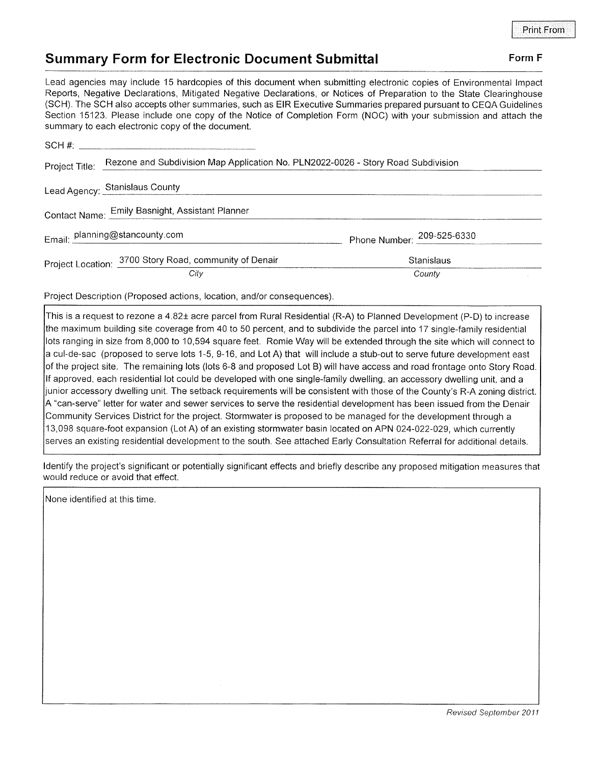Print From

## Summary Form for Electronic Document Submittal

**Form F**

Lead agencies may include 15 hardcopies of this document when submitting electronic copies of Environmental Impact Reports, Negative Declarations, Mitigated Negative Declarations, or Notices of Preparation to the State Clearinghouse (SCH). The SCH also accepts other summaries, such as EIR Executive Summaries prepared pursuant to CEQA Guidelines Section 15123. Please include one copy of the Notice of Completion Form (NOC) with your submission and attach the summary to each electronic copy of the document.

SCH #: 

Project Title: Rezone and Subdivision Map Application No. PLN2022-0026 - Story Road Subdivision

Lead Agency: Stanislaus County

Contact Name: Emily Basnight, Assistant Planner

Email: planning@stancounty.com

Phone Number: 209-525-6330

Project Location: 3700 Story Road, community of Denair (*City*)

Stanislaus (*County*)

Project Description (Proposed actions, location, and/or consequences).

This is a request to rezone a 4.82± acre parcel from Rural Residential (R-A) to Planned Development (P-D) to increase the maximum building site coverage from 40 to 50 percent, and to subdivide the parcel into 17 single-family residential lots ranging in size from 8,000 to 10,594 square feet. Romie Way will be extended through the site which will connect to a cul-de-sac (proposed to serve lots 1-5, 9-16, and Lot A) that will include a stub-out to serve future development east of the project site. The remaining lots (lots 6-8 and proposed Lot B) will have access and road frontage onto Story Road. If approved, each residential lot could be developed with one single-family dwelling, an accessory dwelling unit, and a junior accessory dwelling unit. The setback requirements will be consistent with those of the County's R-A zoning district. A "can-serve" letter for water and sewer services to serve the residential development has been issued from the Denair Community Services District for the project. Stormwater is proposed to be managed for the development through a 13,098 square-foot expansion (Lot A) of an existing stormwater basin located on APN 024-022-029, which currently serves an existing residential development to the south. See attached Early Consultation Referral for additional details.

Identify the project's significant or potentially significant effects and briefly describe any proposed mitigation measures that would reduce or avoid that effect.

None identified at this time.

*Revised September 2011*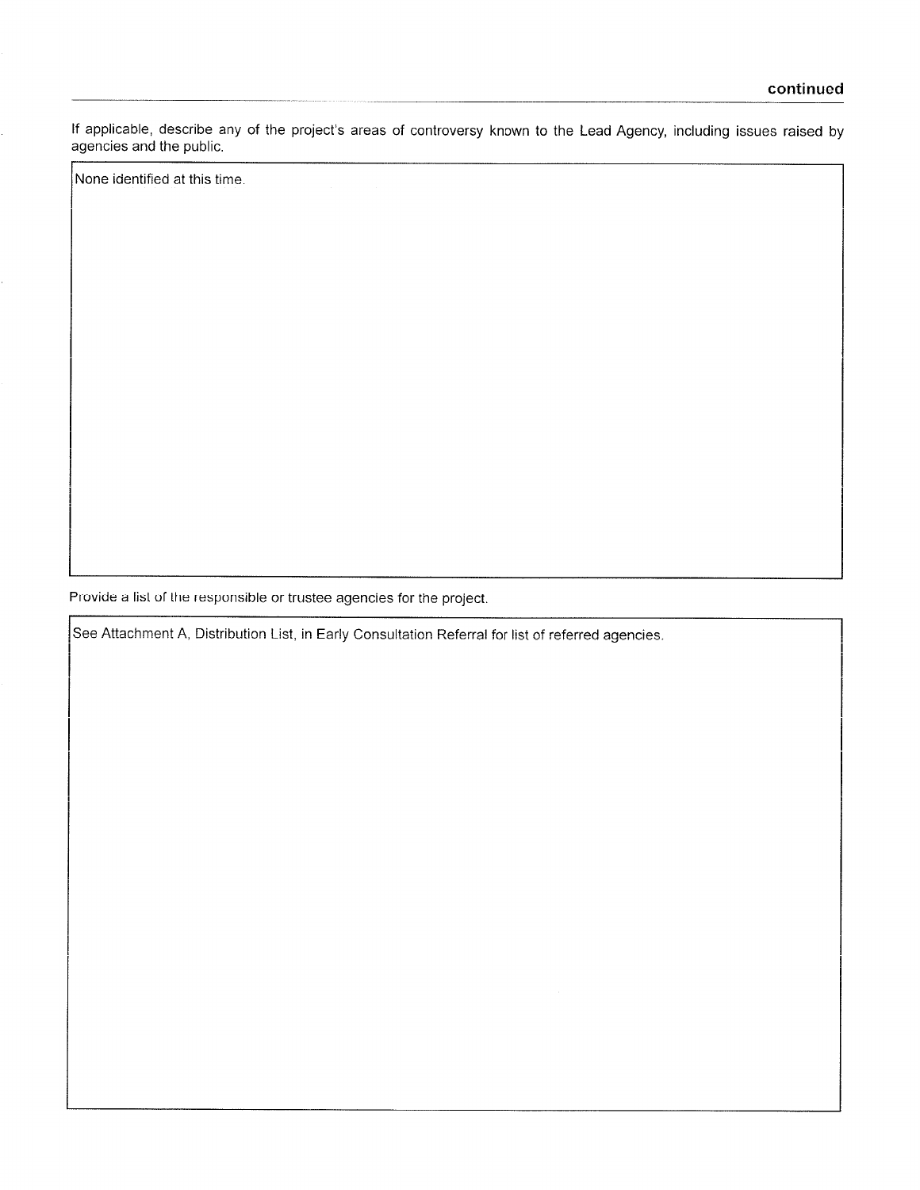**continued**

If applicable, describe any of the project's areas of controversy known to the Lead Agency, including issues raised by agencies and the public.

None identified at this time.

Provide a list of the responsible or trustee agencies for the project.

See Attachment A, Distribution List, in Early Consultation Referral for list of referred agencies.